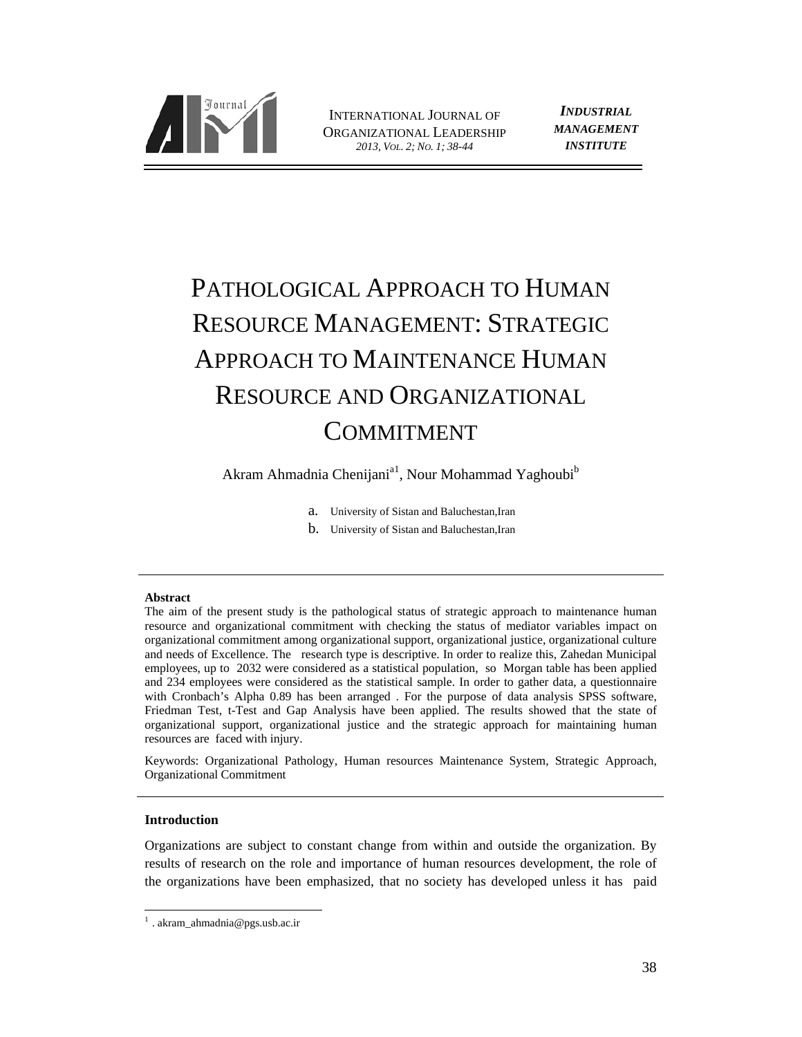# PATHOLOGICAL APPROACH TO HUMAN RESOURCE MANAGEMENT: STRATEGIC APPROACH TO MAINTENANCE HUMAN RESOURCE AND ORGANIZATIONAL COMMITMENT

Akram Ahmadnia Chenijani[a1], Nour Mohammad Yaghoubi[b]

a. University of Sistan and Baluchestan,Iran

b. University of Sistan and Baluchestan,Iran

---

**Abstract**

The aim of the present study is the pathological status of strategic approach to maintenance human resource and organizational commitment with checking the status of mediator variables impact on organizational commitment among organizational support, organizational justice, organizational culture and needs of Excellence. The research type is descriptive. In order to realize this, Zahedan Municipal employees, up to 2032 were considered as a statistical population, so Morgan table has been applied and 234 employees were considered as the statistical sample. In order to gather data, a questionnaire with Cronbach's Alpha 0.89 has been arranged . For the purpose of data analysis SPSS software, Friedman Test, t-Test and Gap Analysis have been applied. The results showed that the state of organizational support, organizational justice and the strategic approach for maintaining human resources are faced with injury.

Keywords: Organizational Pathology, Human resources Maintenance System, Strategic Approach, Organizational Commitment

---

**Introduction**

Organizations are subject to constant change from within and outside the organization. By results of research on the role and importance of human resources development, the role of the organizations have been emphasized, that no society has developed unless it has paid

[1] . akram_ahmadnia@pgs.usb.ac.ir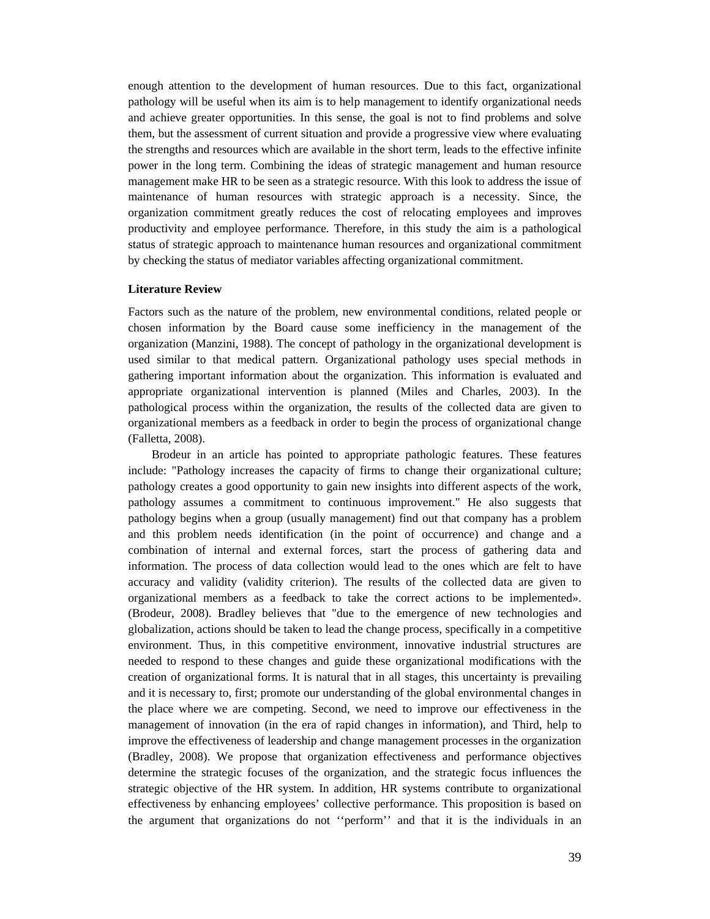enough attention to the development of human resources. Due to this fact, organizational pathology will be useful when its aim is to help management to identify organizational needs and achieve greater opportunities. In this sense, the goal is not to find problems and solve them, but the assessment of current situation and provide a progressive view where evaluating the strengths and resources which are available in the short term, leads to the effective infinite power in the long term. Combining the ideas of strategic management and human resource management make HR to be seen as a strategic resource. With this look to address the issue of maintenance of human resources with strategic approach is a necessity. Since, the organization commitment greatly reduces the cost of relocating employees and improves productivity and employee performance. Therefore, in this study the aim is a pathological status of strategic approach to maintenance human resources and organizational commitment by checking the status of mediator variables affecting organizational commitment.

**Literature Review**

Factors such as the nature of the problem, new environmental conditions, related people or chosen information by the Board cause some inefficiency in the management of the organization (Manzini, 1988). The concept of pathology in the organizational development is used similar to that medical pattern. Organizational pathology uses special methods in gathering important information about the organization. This information is evaluated and appropriate organizational intervention is planned (Miles and Charles, 2003). In the pathological process within the organization, the results of the collected data are given to organizational members as a feedback in order to begin the process of organizational change (Falletta, 2008).

Brodeur in an article has pointed to appropriate pathologic features. These features include: "Pathology increases the capacity of firms to change their organizational culture; pathology creates a good opportunity to gain new insights into different aspects of the work, pathology assumes a commitment to continuous improvement." He also suggests that pathology begins when a group (usually management) find out that company has a problem and this problem needs identification (in the point of occurrence) and change and a combination of internal and external forces, start the process of gathering data and information. The process of data collection would lead to the ones which are felt to have accuracy and validity (validity criterion). The results of the collected data are given to organizational members as a feedback to take the correct actions to be implemented». (Brodeur, 2008). Bradley believes that "due to the emergence of new technologies and globalization, actions should be taken to lead the change process, specifically in a competitive environment. Thus, in this competitive environment, innovative industrial structures are needed to respond to these changes and guide these organizational modifications with the creation of organizational forms. It is natural that in all stages, this uncertainty is prevailing and it is necessary to, first; promote our understanding of the global environmental changes in the place where we are competing. Second, we need to improve our effectiveness in the management of innovation (in the era of rapid changes in information), and Third, help to improve the effectiveness of leadership and change management processes in the organization (Bradley, 2008). We propose that organization effectiveness and performance objectives determine the strategic focuses of the organization, and the strategic focus influences the strategic objective of the HR system. In addition, HR systems contribute to organizational effectiveness by enhancing employees' collective performance. This proposition is based on the argument that organizations do not ''perform'' and that it is the individuals in an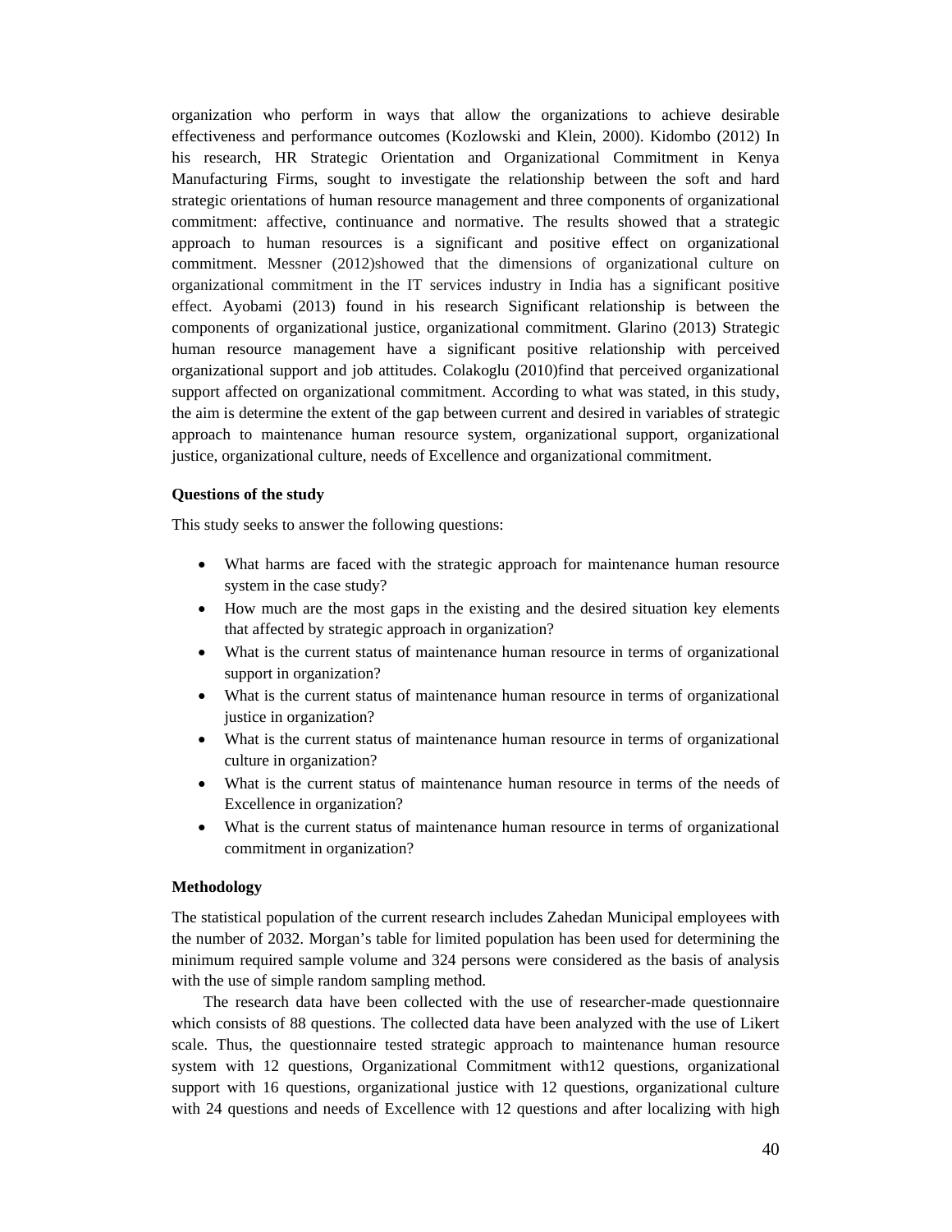organization who perform in ways that allow the organizations to achieve desirable effectiveness and performance outcomes (Kozlowski and Klein, 2000). Kidombo (2012) In his research, HR Strategic Orientation and Organizational Commitment in Kenya Manufacturing Firms, sought to investigate the relationship between the soft and hard strategic orientations of human resource management and three components of organizational commitment: affective, continuance and normative. The results showed that a strategic approach to human resources is a significant and positive effect on organizational commitment. Messner (2012)showed that the dimensions of organizational culture on organizational commitment in the IT services industry in India has a significant positive effect. Ayobami (2013) found in his research Significant relationship is between the components of organizational justice, organizational commitment. Glarino (2013) Strategic human resource management have a significant positive relationship with perceived organizational support and job attitudes. Colakoglu (2010)find that perceived organizational support affected on organizational commitment. According to what was stated, in this study, the aim is determine the extent of the gap between current and desired in variables of strategic approach to maintenance human resource system, organizational support, organizational justice, organizational culture, needs of Excellence and organizational commitment.

**Questions of the study**

This study seeks to answer the following questions:

- What harms are faced with the strategic approach for maintenance human resource system in the case study?
- How much are the most gaps in the existing and the desired situation key elements that affected by strategic approach in organization?
- What is the current status of maintenance human resource in terms of organizational support in organization?
- What is the current status of maintenance human resource in terms of organizational justice in organization?
- What is the current status of maintenance human resource in terms of organizational culture in organization?
- What is the current status of maintenance human resource in terms of the needs of Excellence in organization?
- What is the current status of maintenance human resource in terms of organizational commitment in organization?

**Methodology**

The statistical population of the current research includes Zahedan Municipal employees with the number of 2032. Morgan's table for limited population has been used for determining the minimum required sample volume and 324 persons were considered as the basis of analysis with the use of simple random sampling method.

The research data have been collected with the use of researcher-made questionnaire which consists of 88 questions. The collected data have been analyzed with the use of Likert scale. Thus, the questionnaire tested strategic approach to maintenance human resource system with 12 questions, Organizational Commitment with12 questions, organizational support with 16 questions, organizational justice with 12 questions, organizational culture with 24 questions and needs of Excellence with 12 questions and after localizing with high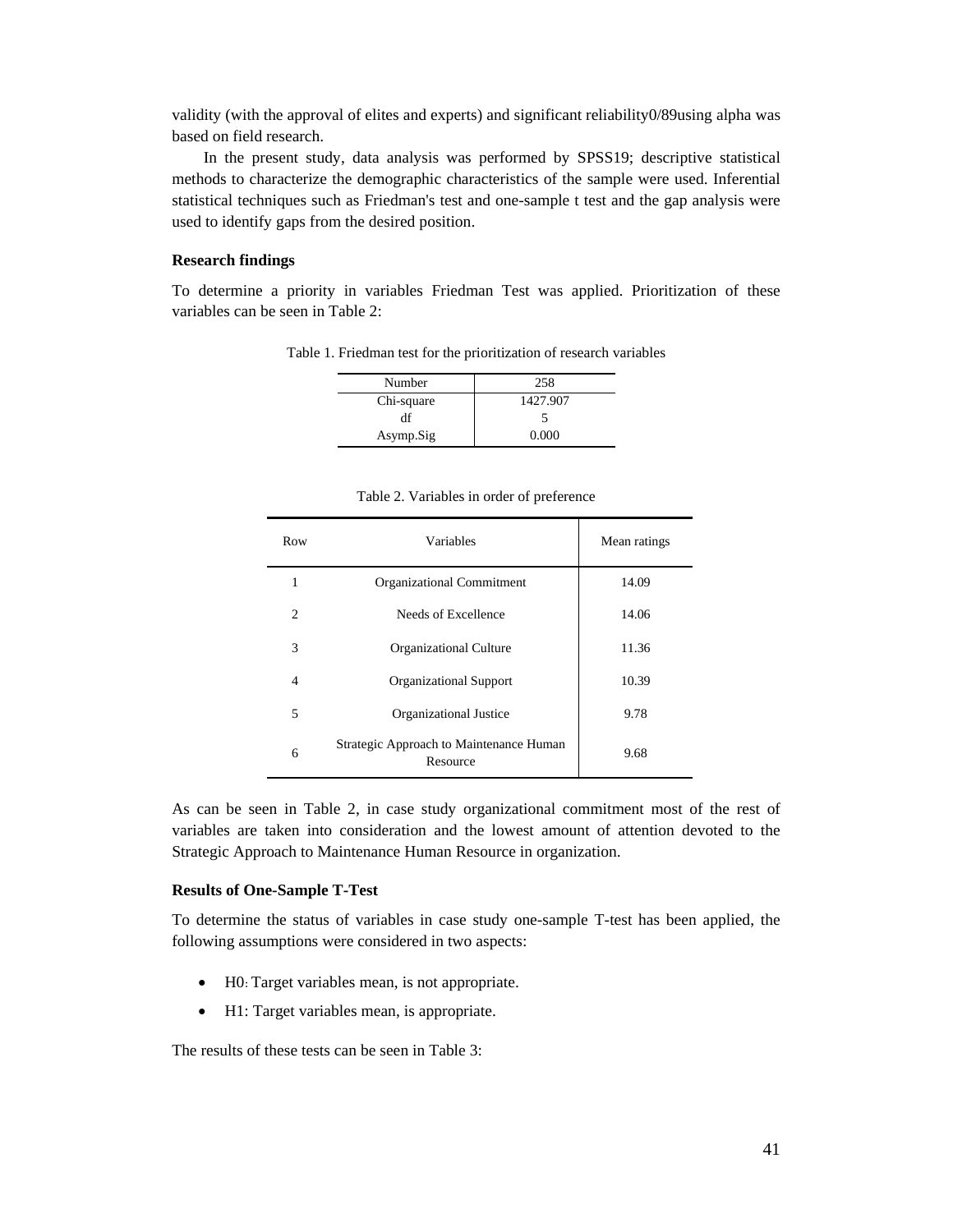validity (with the approval of elites and experts) and significant reliability0/89using alpha was based on field research.

In the present study, data analysis was performed by SPSS19; descriptive statistical methods to characterize the demographic characteristics of the sample were used. Inferential statistical techniques such as Friedman's test and one-sample t test and the gap analysis were used to identify gaps from the desired position.

**Research findings**

To determine a priority in variables Friedman Test was applied. Prioritization of these variables can be seen in Table 2:

Table 1. Friedman test for the prioritization of research variables

| Number | 258 |
|---|---|
| Chi-square | 1427.907 |
| df | 5 |
| Asymp.Sig | 0.000 |

Table 2. Variables in order of preference

| Row | Variables | Mean ratings |
|---|---|---|
| 1 | Organizational Commitment | 14.09 |
| 2 | Needs of Excellence | 14.06 |
| 3 | Organizational Culture | 11.36 |
| 4 | Organizational Support | 10.39 |
| 5 | Organizational Justice | 9.78 |
| 6 | Strategic Approach to Maintenance Human Resource | 9.68 |

As can be seen in Table 2, in case study organizational commitment most of the rest of variables are taken into consideration and the lowest amount of attention devoted to the Strategic Approach to Maintenance Human Resource in organization.

**Results of One-Sample T-Test**

To determine the status of variables in case study one-sample T-test has been applied, the following assumptions were considered in two aspects:

- H0: Target variables mean, is not appropriate.
- H1: Target variables mean, is appropriate.

The results of these tests can be seen in Table 3: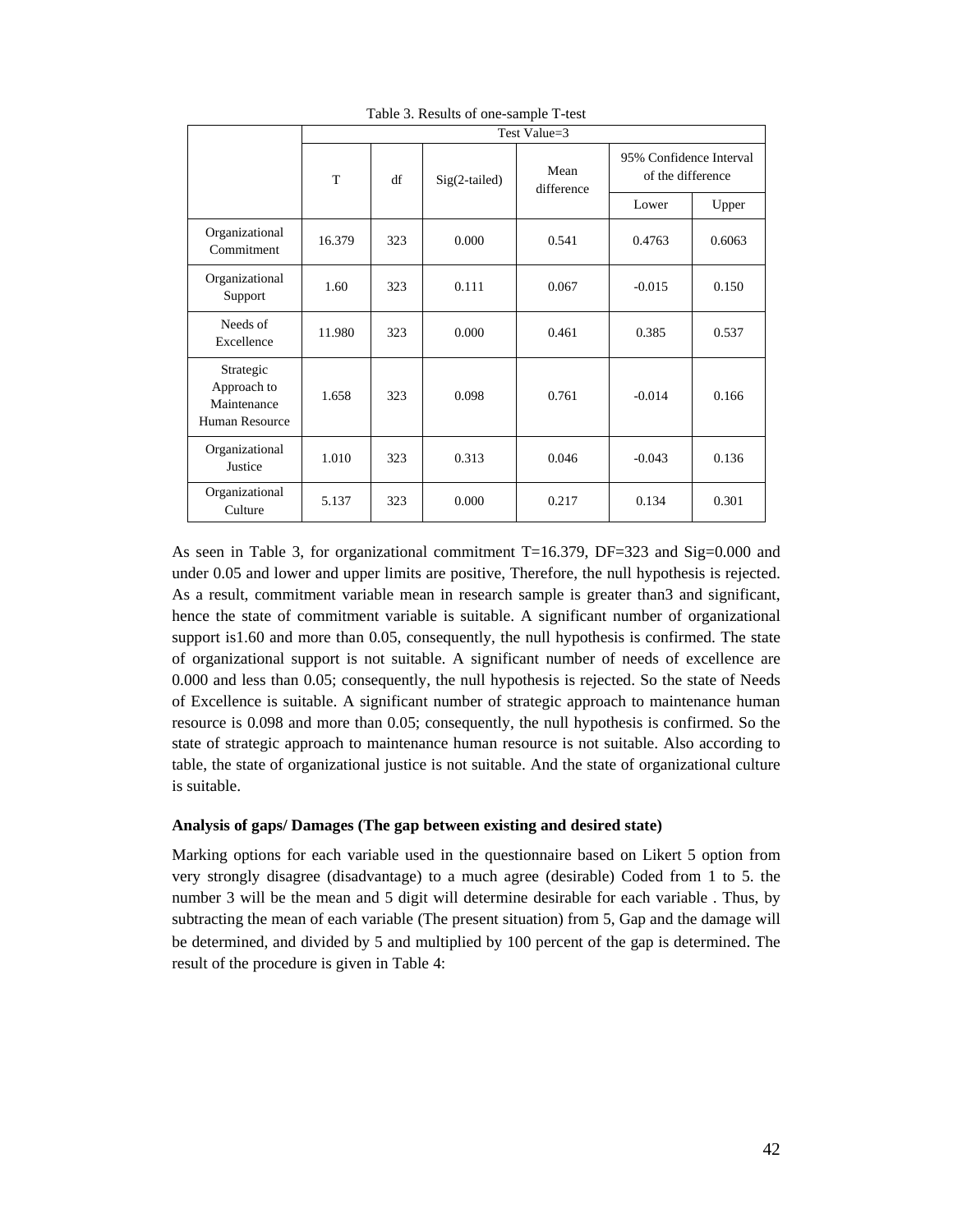Table 3. Results of one-sample T-test

| | Test Value=3 | | | | | |
|---|---|---|---|---|---|---|
| | T | df | Sig(2-tailed) | Mean difference | 95% Confidence Interval of the difference | |
| | | | | | Lower | Upper |
| Organizational Commitment | 16.379 | 323 | 0.000 | 0.541 | 0.4763 | 0.6063 |
| Organizational Support | 1.60 | 323 | 0.111 | 0.067 | -0.015 | 0.150 |
| Needs of Excellence | 11.980 | 323 | 0.000 | 0.461 | 0.385 | 0.537 |
| Strategic Approach to Maintenance Human Resource | 1.658 | 323 | 0.098 | 0.761 | -0.014 | 0.166 |
| Organizational Justice | 1.010 | 323 | 0.313 | 0.046 | -0.043 | 0.136 |
| Organizational Culture | 5.137 | 323 | 0.000 | 0.217 | 0.134 | 0.301 |

As seen in Table 3, for organizational commitment T=16.379, DF=323 and Sig=0.000 and under 0.05 and lower and upper limits are positive, Therefore, the null hypothesis is rejected. As a result, commitment variable mean in research sample is greater than3 and significant, hence the state of commitment variable is suitable. A significant number of organizational support is1.60 and more than 0.05, consequently, the null hypothesis is confirmed. The state of organizational support is not suitable. A significant number of needs of excellence are 0.000 and less than 0.05; consequently, the null hypothesis is rejected. So the state of Needs of Excellence is suitable. A significant number of strategic approach to maintenance human resource is 0.098 and more than 0.05; consequently, the null hypothesis is confirmed. So the state of strategic approach to maintenance human resource is not suitable. Also according to table, the state of organizational justice is not suitable. And the state of organizational culture is suitable.

**Analysis of gaps/ Damages (The gap between existing and desired state)**

Marking options for each variable used in the questionnaire based on Likert 5 option from very strongly disagree (disadvantage) to a much agree (desirable) Coded from 1 to 5. the number 3 will be the mean and 5 digit will determine desirable for each variable . Thus, by subtracting the mean of each variable (The present situation) from 5, Gap and the damage will be determined, and divided by 5 and multiplied by 100 percent of the gap is determined. The result of the procedure is given in Table 4: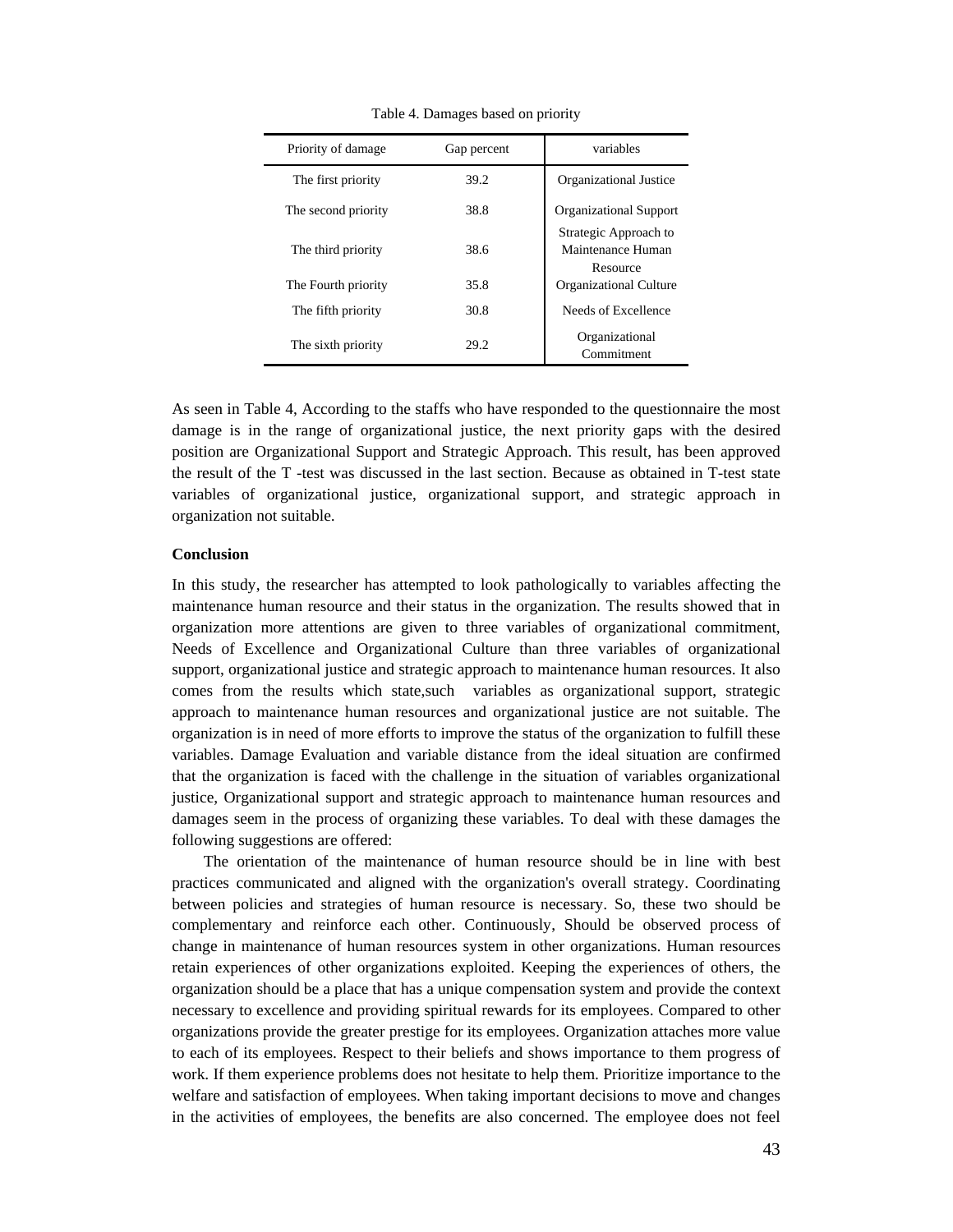Table 4. Damages based on priority

| Priority of damage | Gap percent | variables |
|---|---|---|
| The first priority | 39.2 | Organizational Justice |
| The second priority | 38.8 | Organizational Support |
| The third priority | 38.6 | Strategic Approach to Maintenance Human Resource |
| The Fourth priority | 35.8 | Organizational Culture |
| The fifth priority | 30.8 | Needs of Excellence |
| The sixth priority | 29.2 | Organizational Commitment |

As seen in Table 4, According to the staffs who have responded to the questionnaire the most damage is in the range of organizational justice, the next priority gaps with the desired position are Organizational Support and Strategic Approach. This result, has been approved the result of the T -test was discussed in the last section. Because as obtained in T-test state variables of organizational justice, organizational support, and strategic approach in organization not suitable.

**Conclusion**

In this study, the researcher has attempted to look pathologically to variables affecting the maintenance human resource and their status in the organization. The results showed that in organization more attentions are given to three variables of organizational commitment, Needs of Excellence and Organizational Culture than three variables of organizational support, organizational justice and strategic approach to maintenance human resources. It also comes from the results which state,such variables as organizational support, strategic approach to maintenance human resources and organizational justice are not suitable. The organization is in need of more efforts to improve the status of the organization to fulfill these variables. Damage Evaluation and variable distance from the ideal situation are confirmed that the organization is faced with the challenge in the situation of variables organizational justice, Organizational support and strategic approach to maintenance human resources and damages seem in the process of organizing these variables. To deal with these damages the following suggestions are offered:

The orientation of the maintenance of human resource should be in line with best practices communicated and aligned with the organization's overall strategy. Coordinating between policies and strategies of human resource is necessary. So, these two should be complementary and reinforce each other. Continuously, Should be observed process of change in maintenance of human resources system in other organizations. Human resources retain experiences of other organizations exploited. Keeping the experiences of others, the organization should be a place that has a unique compensation system and provide the context necessary to excellence and providing spiritual rewards for its employees. Compared to other organizations provide the greater prestige for its employees. Organization attaches more value to each of its employees. Respect to their beliefs and shows importance to them progress of work. If them experience problems does not hesitate to help them. Prioritize importance to the welfare and satisfaction of employees. When taking important decisions to move and changes in the activities of employees, the benefits are also concerned. The employee does not feel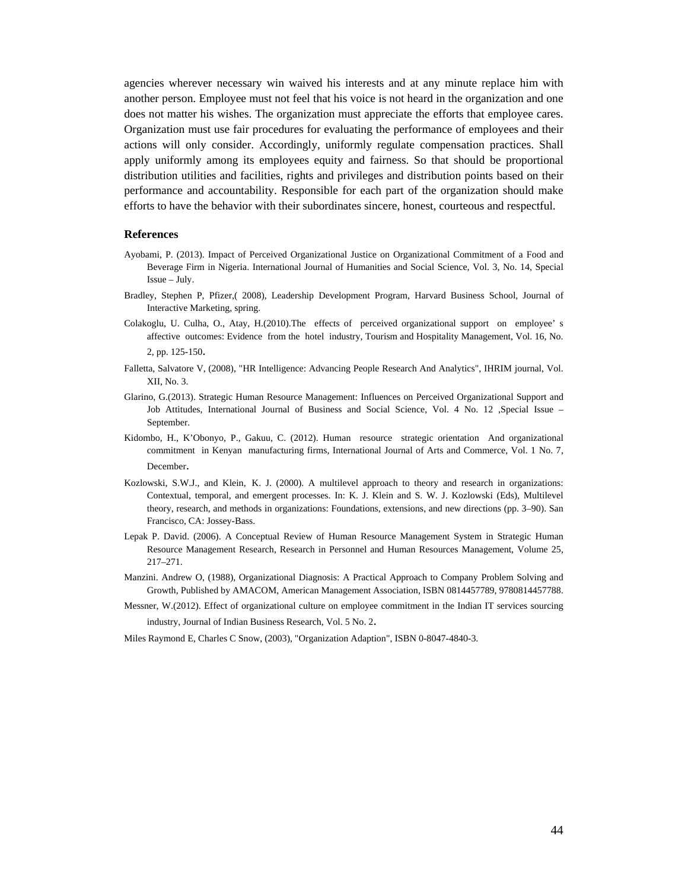agencies wherever necessary win waived his interests and at any minute replace him with another person. Employee must not feel that his voice is not heard in the organization and one does not matter his wishes. The organization must appreciate the efforts that employee cares. Organization must use fair procedures for evaluating the performance of employees and their actions will only consider. Accordingly, uniformly regulate compensation practices. Shall apply uniformly among its employees equity and fairness. So that should be proportional distribution utilities and facilities, rights and privileges and distribution points based on their performance and accountability. Responsible for each part of the organization should make efforts to have the behavior with their subordinates sincere, honest, courteous and respectful.

## References

Ayobami, P. (2013). Impact of Perceived Organizational Justice on Organizational Commitment of a Food and Beverage Firm in Nigeria. International Journal of Humanities and Social Science, Vol. 3, No. 14, Special Issue – July.

Bradley, Stephen P, Pfizer,( 2008), Leadership Development Program, Harvard Business School, Journal of Interactive Marketing, spring.

Colakoglu, U. Culha, O., Atay, H.(2010).The effects of perceived organizational support on employee' s affective outcomes: Evidence from the hotel industry, Tourism and Hospitality Management, Vol. 16, No. 2, pp. 125-150.

Falletta, Salvatore V, (2008), "HR Intelligence: Advancing People Research And Analytics", IHRIM journal, Vol. XII, No. 3.

Glarino, G.(2013). Strategic Human Resource Management: Influences on Perceived Organizational Support and Job Attitudes, International Journal of Business and Social Science, Vol. 4 No. 12 ,Special Issue – September.

Kidombo, H., K'Obonyo, P., Gakuu, C. (2012). Human resource strategic orientation And organizational commitment in Kenyan manufacturing firms, International Journal of Arts and Commerce, Vol. 1 No. 7, December.

Kozlowski, S.W.J., and Klein, K. J. (2000). A multilevel approach to theory and research in organizations: Contextual, temporal, and emergent processes. In: K. J. Klein and S. W. J. Kozlowski (Eds), Multilevel theory, research, and methods in organizations: Foundations, extensions, and new directions (pp. 3–90). San Francisco, CA: Jossey-Bass.

Lepak P. David. (2006). A Conceptual Review of Human Resource Management System in Strategic Human Resource Management Research, Research in Personnel and Human Resources Management, Volume 25, 217–271.

Manzini. Andrew O, (1988), Organizational Diagnosis: A Practical Approach to Company Problem Solving and Growth, Published by AMACOM, American Management Association, ISBN 0814457789, 9780814457788.

Messner, W.(2012). Effect of organizational culture on employee commitment in the Indian IT services sourcing industry, Journal of Indian Business Research, Vol. 5 No. 2.

Miles Raymond E, Charles C Snow, (2003), "Organization Adaption", ISBN 0-8047-4840-3.